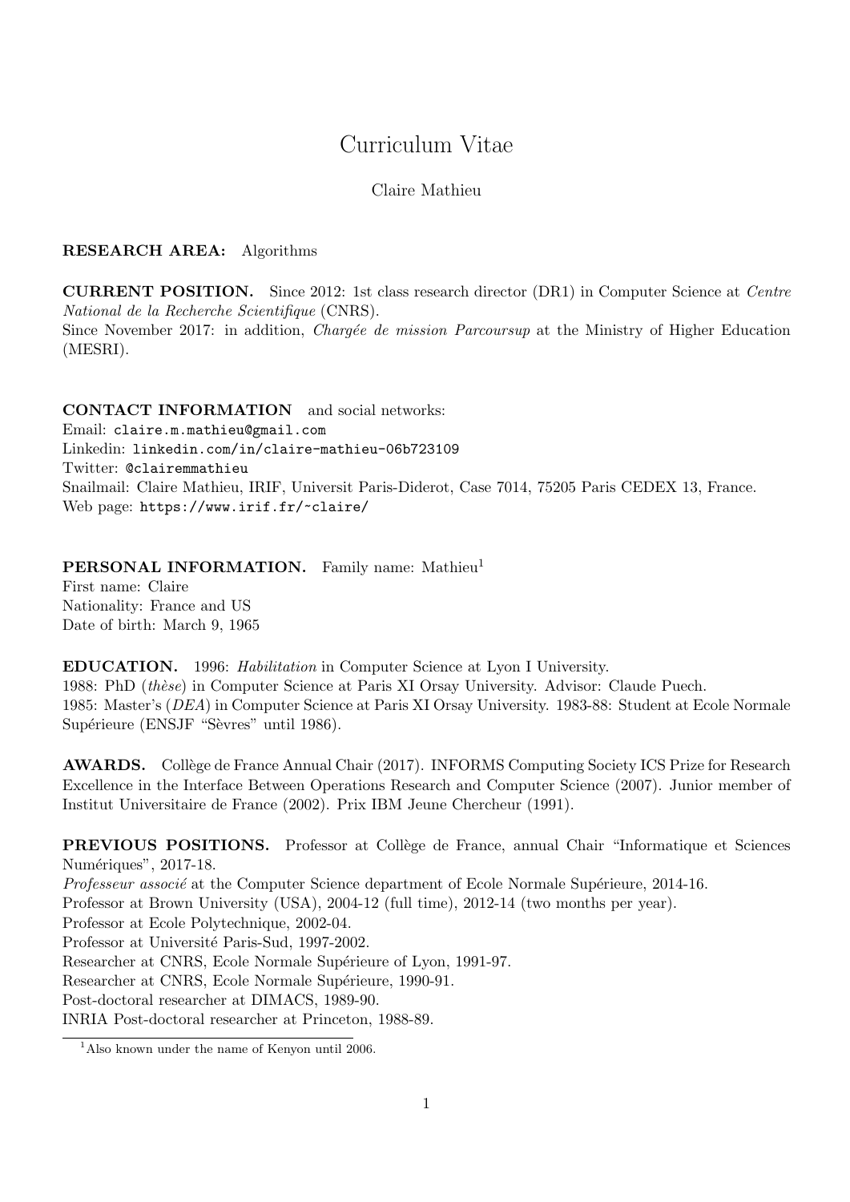# Curriculum Vitae

Claire Mathieu

**RESEARCH AREA:** Algorithms

**CURRENT POSITION.** Since 2012: 1st class research director (DR1) in Computer Science at *Centre National de la Recherche Scientifique* (CNRS).
Since November 2017: in addition, *Chargée de mission Parcoursup* at the Ministry of Higher Education (MESRI).

**CONTACT INFORMATION** and social networks:
Email: `claire.m.mathieu@gmail.com`
Linkedin: `linkedin.com/in/claire-mathieu-06b723109`
Twitter: `@clairemmathieu`
Snailmail: Claire Mathieu, IRIF, Universit Paris-Diderot, Case 7014, 75205 Paris CEDEX 13, France.
Web page: `https://www.irif.fr/~claire/`

**PERSONAL INFORMATION.** Family name: Mathieu[1]
First name: Claire
Nationality: France and US
Date of birth: March 9, 1965

**EDUCATION.** 1996: *Habilitation* in Computer Science at Lyon I University.
1988: PhD (*thèse*) in Computer Science at Paris XI Orsay University. Advisor: Claude Puech.
1985: Master's (*DEA*) in Computer Science at Paris XI Orsay University. 1983-88: Student at Ecole Normale Supérieure (ENSJF "Sèvres" until 1986).

**AWARDS.** Collège de France Annual Chair (2017). INFORMS Computing Society ICS Prize for Research Excellence in the Interface Between Operations Research and Computer Science (2007). Junior member of Institut Universitaire de France (2002). Prix IBM Jeune Chercheur (1991).

**PREVIOUS POSITIONS.** Professor at Collège de France, annual Chair "Informatique et Sciences Numériques", 2017-18.
*Professeur associé* at the Computer Science department of Ecole Normale Supérieure, 2014-16.
Professor at Brown University (USA), 2004-12 (full time), 2012-14 (two months per year).
Professor at Ecole Polytechnique, 2002-04.
Professor at Université Paris-Sud, 1997-2002.
Researcher at CNRS, Ecole Normale Supérieure of Lyon, 1991-97.
Researcher at CNRS, Ecole Normale Supérieure, 1990-91.
Post-doctoral researcher at DIMACS, 1989-90.
INRIA Post-doctoral researcher at Princeton, 1988-89.

[1] Also known under the name of Kenyon until 2006.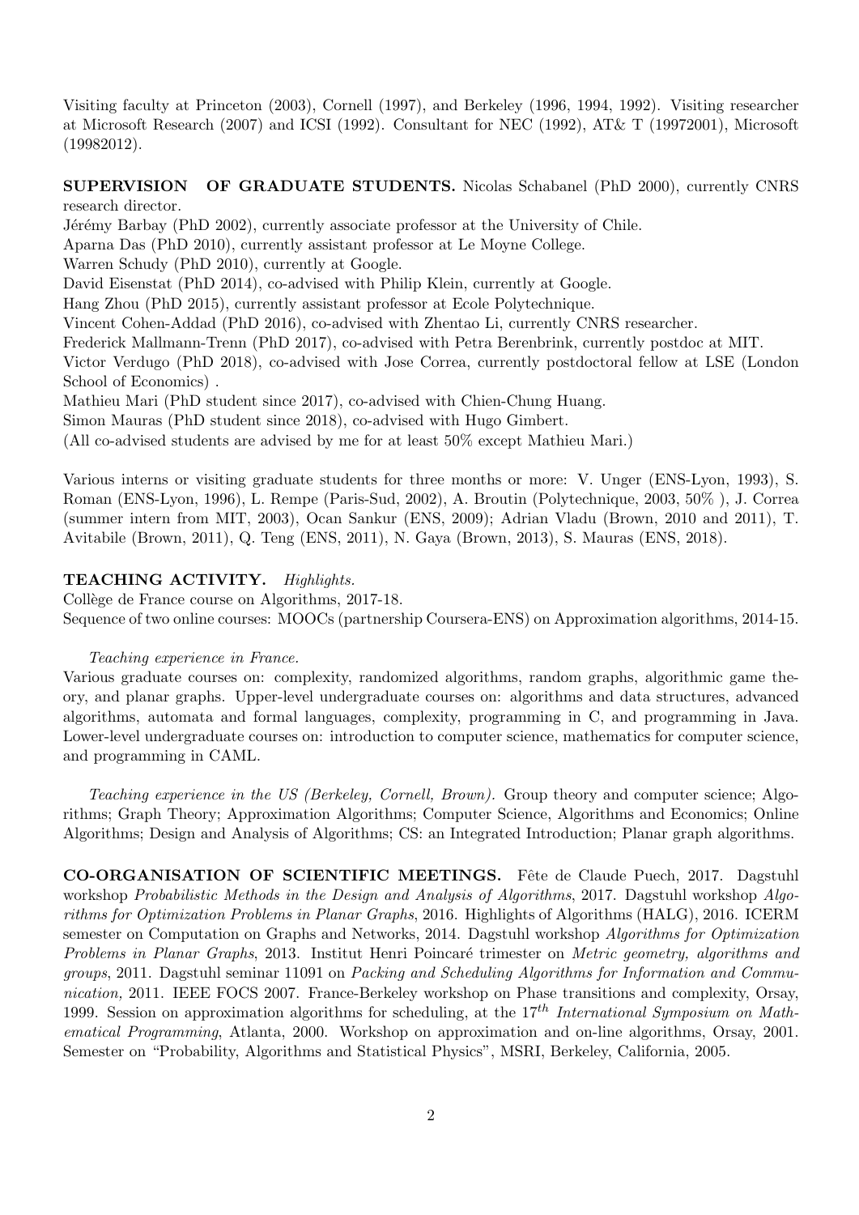Visiting faculty at Princeton (2003), Cornell (1997), and Berkeley (1996, 1994, 1992). Visiting researcher at Microsoft Research (2007) and ICSI (1992). Consultant for NEC (1992), AT& T (19972001), Microsoft (19982012).

**SUPERVISION OF GRADUATE STUDENTS.** Nicolas Schabanel (PhD 2000), currently CNRS research director.
Jérémy Barbay (PhD 2002), currently associate professor at the University of Chile.
Aparna Das (PhD 2010), currently assistant professor at Le Moyne College.
Warren Schudy (PhD 2010), currently at Google.
David Eisenstat (PhD 2014), co-advised with Philip Klein, currently at Google.
Hang Zhou (PhD 2015), currently assistant professor at Ecole Polytechnique.
Vincent Cohen-Addad (PhD 2016), co-advised with Zhentao Li, currently CNRS researcher.
Frederick Mallmann-Trenn (PhD 2017), co-advised with Petra Berenbrink, currently postdoc at MIT.
Victor Verdugo (PhD 2018), co-advised with Jose Correa, currently postdoctoral fellow at LSE (London School of Economics) .
Mathieu Mari (PhD student since 2017), co-advised with Chien-Chung Huang.
Simon Mauras (PhD student since 2018), co-advised with Hugo Gimbert.
(All co-advised students are advised by me for at least 50% except Mathieu Mari.)

Various interns or visiting graduate students for three months or more: V. Unger (ENS-Lyon, 1993), S. Roman (ENS-Lyon, 1996), L. Rempe (Paris-Sud, 2002), A. Broutin (Polytechnique, 2003, 50% ), J. Correa (summer intern from MIT, 2003), Ocan Sankur (ENS, 2009); Adrian Vladu (Brown, 2010 and 2011), T. Avitabile (Brown, 2011), Q. Teng (ENS, 2011), N. Gaya (Brown, 2013), S. Mauras (ENS, 2018).

**TEACHING ACTIVITY.** *Highlights.*
Collège de France course on Algorithms, 2017-18.
Sequence of two online courses: MOOCs (partnership Coursera-ENS) on Approximation algorithms, 2014-15.

*Teaching experience in France.*
Various graduate courses on: complexity, randomized algorithms, random graphs, algorithmic game theory, and planar graphs. Upper-level undergraduate courses on: algorithms and data structures, advanced algorithms, automata and formal languages, complexity, programming in C, and programming in Java. Lower-level undergraduate courses on: introduction to computer science, mathematics for computer science, and programming in CAML.

*Teaching experience in the US (Berkeley, Cornell, Brown).* Group theory and computer science; Algorithms; Graph Theory; Approximation Algorithms; Computer Science, Algorithms and Economics; Online Algorithms; Design and Analysis of Algorithms; CS: an Integrated Introduction; Planar graph algorithms.

**CO-ORGANISATION OF SCIENTIFIC MEETINGS.** Fête de Claude Puech, 2017. Dagstuhl workshop *Probabilistic Methods in the Design and Analysis of Algorithms*, 2017. Dagstuhl workshop *Algorithms for Optimization Problems in Planar Graphs*, 2016. Highlights of Algorithms (HALG), 2016. ICERM semester on Computation on Graphs and Networks, 2014. Dagstuhl workshop *Algorithms for Optimization Problems in Planar Graphs*, 2013. Institut Henri Poincaré trimester on *Metric geometry, algorithms and groups*, 2011. Dagstuhl seminar 11091 on *Packing and Scheduling Algorithms for Information and Communication,* 2011. IEEE FOCS 2007. France-Berkeley workshop on Phase transitions and complexity, Orsay, 1999. Session on approximation algorithms for scheduling, at the $17^{th}$ *International Symposium on Mathematical Programming*, Atlanta, 2000. Workshop on approximation and on-line algorithms, Orsay, 2001. Semester on "Probability, Algorithms and Statistical Physics", MSRI, Berkeley, California, 2005.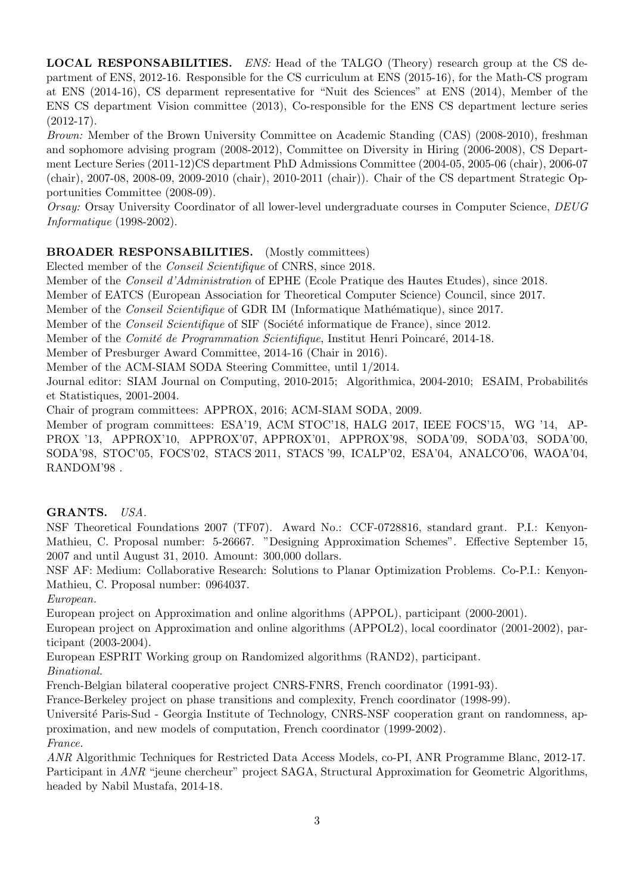**LOCAL RESPONSABILITIES.** *ENS:* Head of the TALGO (Theory) research group at the CS department of ENS, 2012-16. Responsible for the CS curriculum at ENS (2015-16), for the Math-CS program at ENS (2014-16), CS deparment representative for "Nuit des Sciences" at ENS (2014), Member of the ENS CS department Vision committee (2013), Co-responsible for the ENS CS department lecture series (2012-17).
*Brown:* Member of the Brown University Committee on Academic Standing (CAS) (2008-2010), freshman and sophomore advising program (2008-2012), Committee on Diversity in Hiring (2006-2008), CS Department Lecture Series (2011-12)CS department PhD Admissions Committee (2004-05, 2005-06 (chair), 2006-07 (chair), 2007-08, 2008-09, 2009-2010 (chair), 2010-2011 (chair)). Chair of the CS department Strategic Opportunities Committee (2008-09).
*Orsay:* Orsay University Coordinator of all lower-level undergraduate courses in Computer Science, *DEUG Informatique* (1998-2002).

**BROADER RESPONSABILITIES.** (Mostly committees)
Elected member of the *Conseil Scientifique* of CNRS, since 2018.
Member of the *Conseil d'Administration* of EPHE (Ecole Pratique des Hautes Etudes), since 2018.
Member of EATCS (European Association for Theoretical Computer Science) Council, since 2017.
Member of the *Conseil Scientifique* of GDR IM (Informatique Mathématique), since 2017.
Member of the *Conseil Scientifique* of SIF (Société informatique de France), since 2012.
Member of the *Comité de Programmation Scientifique*, Institut Henri Poincaré, 2014-18.
Member of Presburger Award Committee, 2014-16 (Chair in 2016).
Member of the ACM-SIAM SODA Steering Committee, until 1/2014.
Journal editor: SIAM Journal on Computing, 2010-2015; Algorithmica, 2004-2010; ESAIM, Probabilités et Statistiques, 2001-2004.
Chair of program committees: APPROX, 2016; ACM-SIAM SODA, 2009.
Member of program committees: ESA'19, ACM STOC'18, HALG 2017, IEEE FOCS'15, WG '14, APPROX '13, APPROX'10, APPROX'07, APPROX'01, APPROX'98, SODA'09, SODA'03, SODA'00, SODA'98, STOC'05, FOCS'02, STACS 2011, STACS '99, ICALP'02, ESA'04, ANALCO'06, WAOA'04, RANDOM'98 .

**GRANTS.** *USA.*
NSF Theoretical Foundations 2007 (TF07). Award No.: CCF-0728816, standard grant. P.I.: Kenyon-Mathieu, C. Proposal number: 5-26667. "Designing Approximation Schemes". Effective September 15, 2007 and until August 31, 2010. Amount: 300,000 dollars.
NSF AF: Medium: Collaborative Research: Solutions to Planar Optimization Problems. Co-P.I.: Kenyon-Mathieu, C. Proposal number: 0964037.
*European.*
European project on Approximation and online algorithms (APPOL), participant (2000-2001).
European project on Approximation and online algorithms (APPOL2), local coordinator (2001-2002), participant (2003-2004).
European ESPRIT Working group on Randomized algorithms (RAND2), participant.
*Binational.*
French-Belgian bilateral cooperative project CNRS-FNRS, French coordinator (1991-93).
France-Berkeley project on phase transitions and complexity, French coordinator (1998-99).
Université Paris-Sud - Georgia Institute of Technology, CNRS-NSF cooperation grant on randomness, approximation, and new models of computation, French coordinator (1999-2002).
*France.*
*ANR* Algorithmic Techniques for Restricted Data Access Models, co-PI, ANR Programme Blanc, 2012-17.
Participant in *ANR* "jeune chercheur" project SAGA, Structural Approximation for Geometric Algorithms, headed by Nabil Mustafa, 2014-18.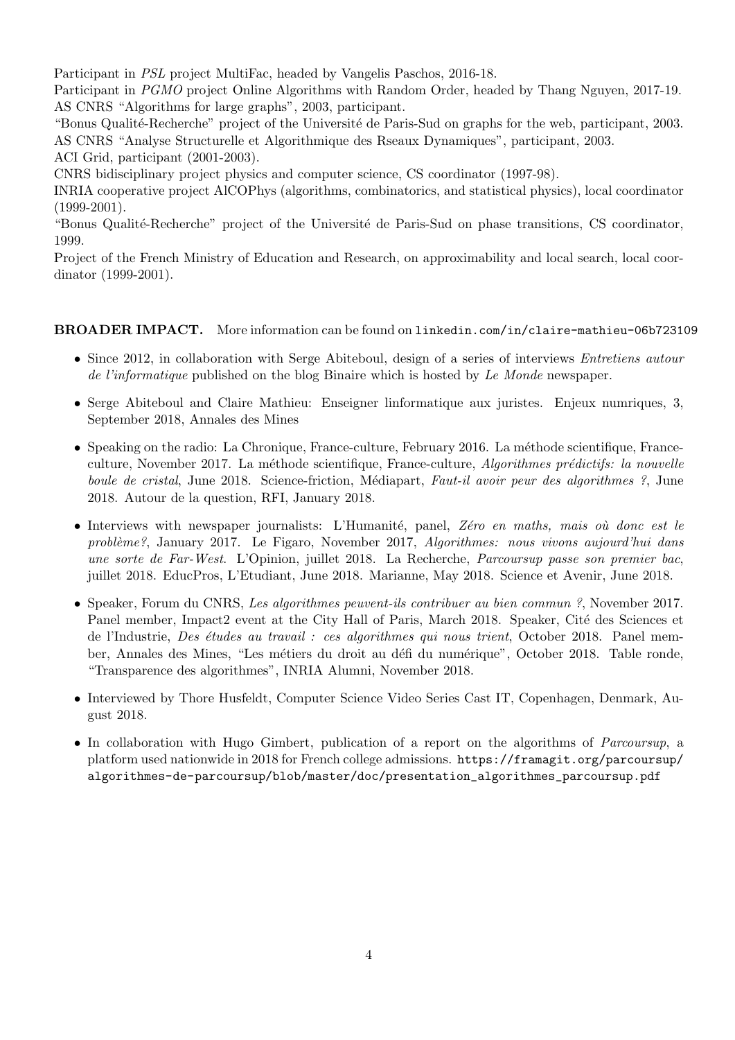Participant in *PSL* project MultiFac, headed by Vangelis Paschos, 2016-18.
Participant in *PGMO* project Online Algorithms with Random Order, headed by Thang Nguyen, 2017-19.
AS CNRS "Algorithms for large graphs", 2003, participant.
"Bonus Qualité-Recherche" project of the Université de Paris-Sud on graphs for the web, participant, 2003.
AS CNRS "Analyse Structurelle et Algorithmique des Rseaux Dynamiques", participant, 2003.
ACI Grid, participant (2001-2003).
CNRS bidisciplinary project physics and computer science, CS coordinator (1997-98).
INRIA cooperative project AlCOPhys (algorithms, combinatorics, and statistical physics), local coordinator (1999-2001).
"Bonus Qualité-Recherche" project of the Université de Paris-Sud on phase transitions, CS coordinator, 1999.
Project of the French Ministry of Education and Research, on approximability and local search, local coordinator (1999-2001).

**BROADER IMPACT.** More information can be found on `linkedin.com/in/claire-mathieu-06b723109`

- Since 2012, in collaboration with Serge Abiteboul, design of a series of interviews *Entretiens autour de l'informatique* published on the blog Binaire which is hosted by *Le Monde* newspaper.
- Serge Abiteboul and Claire Mathieu: Enseigner linformatique aux juristes. Enjeux numriques, 3, September 2018, Annales des Mines
- Speaking on the radio: La Chronique, France-culture, February 2016. La méthode scientifique, France-culture, November 2017. La méthode scientifique, France-culture, *Algorithmes prédictifs: la nouvelle boule de cristal*, June 2018. Science-friction, Médiapart, *Faut-il avoir peur des algorithmes ?*, June 2018. Autour de la question, RFI, January 2018.
- Interviews with newspaper journalists: L'Humanité, panel, *Zéro en maths, mais où donc est le problème?*, January 2017. Le Figaro, November 2017, *Algorithmes: nous vivons aujourd'hui dans une sorte de Far-West*. L'Opinion, juillet 2018. La Recherche, *Parcoursup passe son premier bac*, juillet 2018. EducPros, L'Etudiant, June 2018. Marianne, May 2018. Science et Avenir, June 2018.
- Speaker, Forum du CNRS, *Les algorithmes peuvent-ils contribuer au bien commun ?*, November 2017. Panel member, Impact2 event at the City Hall of Paris, March 2018. Speaker, Cité des Sciences et de l'Industrie, *Des études au travail : ces algorithmes qui nous trient*, October 2018. Panel member, Annales des Mines, "Les métiers du droit au défi du numérique", October 2018. Table ronde, "Transparence des algorithmes", INRIA Alumni, November 2018.
- Interviewed by Thore Husfeldt, Computer Science Video Series Cast IT, Copenhagen, Denmark, August 2018.
- In collaboration with Hugo Gimbert, publication of a report on the algorithms of *Parcoursup*, a platform used nationwide in 2018 for French college admissions. `https://framagit.org/parcoursup/algorithmes-de-parcoursup/blob/master/doc/presentation_algorithmes_parcoursup.pdf`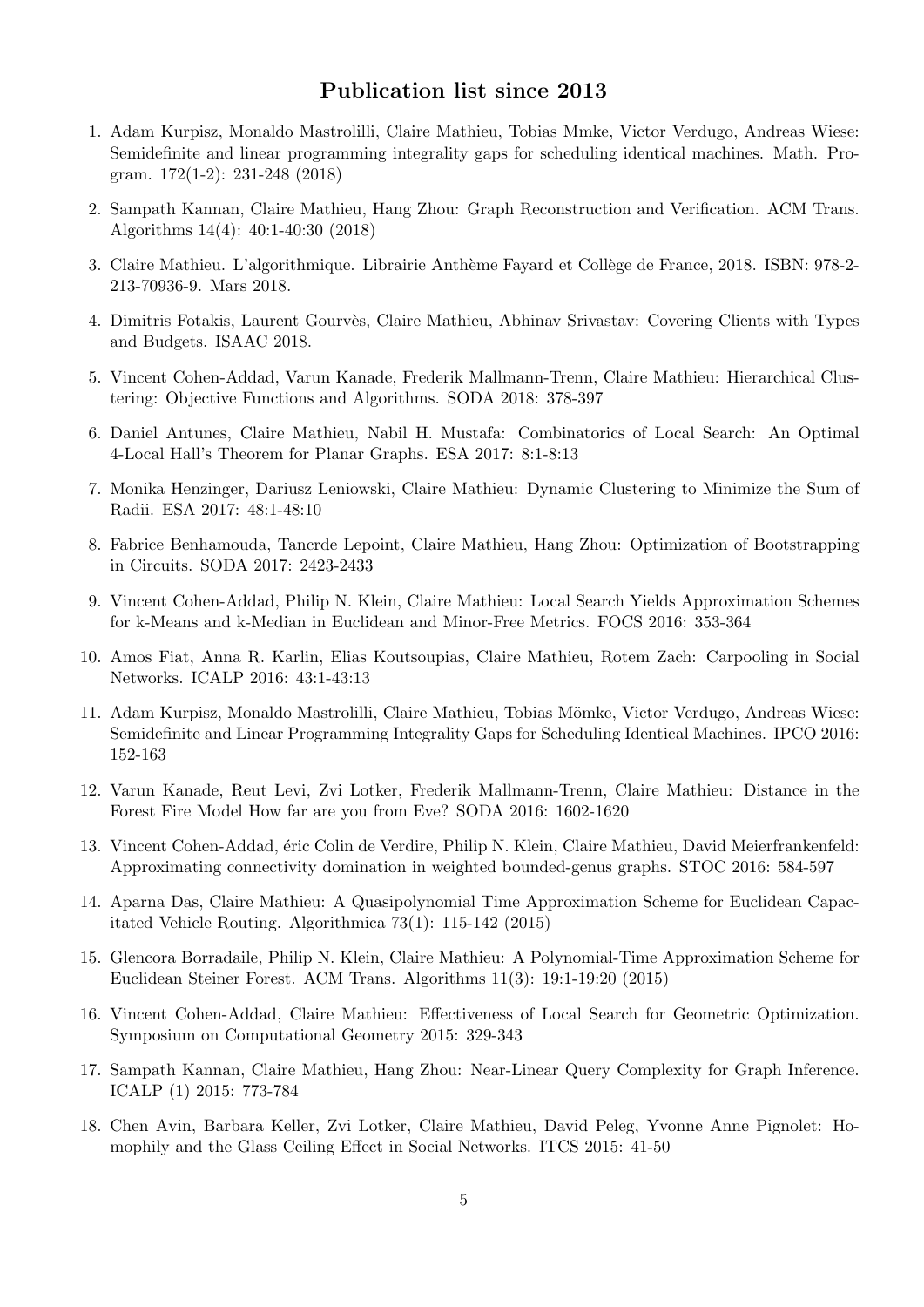## Publication list since 2013

1. Adam Kurpisz, Monaldo Mastrolilli, Claire Mathieu, Tobias Mmke, Victor Verdugo, Andreas Wiese: Semidefinite and linear programming integrality gaps for scheduling identical machines. Math. Program. 172(1-2): 231-248 (2018)
2. Sampath Kannan, Claire Mathieu, Hang Zhou: Graph Reconstruction and Verification. ACM Trans. Algorithms 14(4): 40:1-40:30 (2018)
3. Claire Mathieu. L'algorithmique. Librairie Anthème Fayard et Collège de France, 2018. ISBN: 978-2-213-70936-9. Mars 2018.
4. Dimitris Fotakis, Laurent Gourvès, Claire Mathieu, Abhinav Srivastav: Covering Clients with Types and Budgets. ISAAC 2018.
5. Vincent Cohen-Addad, Varun Kanade, Frederik Mallmann-Trenn, Claire Mathieu: Hierarchical Clustering: Objective Functions and Algorithms. SODA 2018: 378-397
6. Daniel Antunes, Claire Mathieu, Nabil H. Mustafa: Combinatorics of Local Search: An Optimal 4-Local Hall's Theorem for Planar Graphs. ESA 2017: 8:1-8:13
7. Monika Henzinger, Dariusz Leniowski, Claire Mathieu: Dynamic Clustering to Minimize the Sum of Radii. ESA 2017: 48:1-48:10
8. Fabrice Benhamouda, Tancrde Lepoint, Claire Mathieu, Hang Zhou: Optimization of Bootstrapping in Circuits. SODA 2017: 2423-2433
9. Vincent Cohen-Addad, Philip N. Klein, Claire Mathieu: Local Search Yields Approximation Schemes for k-Means and k-Median in Euclidean and Minor-Free Metrics. FOCS 2016: 353-364
10. Amos Fiat, Anna R. Karlin, Elias Koutsoupias, Claire Mathieu, Rotem Zach: Carpooling in Social Networks. ICALP 2016: 43:1-43:13
11. Adam Kurpisz, Monaldo Mastrolilli, Claire Mathieu, Tobias Mömke, Victor Verdugo, Andreas Wiese: Semidefinite and Linear Programming Integrality Gaps for Scheduling Identical Machines. IPCO 2016: 152-163
12. Varun Kanade, Reut Levi, Zvi Lotker, Frederik Mallmann-Trenn, Claire Mathieu: Distance in the Forest Fire Model How far are you from Eve? SODA 2016: 1602-1620
13. Vincent Cohen-Addad, éric Colin de Verdire, Philip N. Klein, Claire Mathieu, David Meierfrankenfeld: Approximating connectivity domination in weighted bounded-genus graphs. STOC 2016: 584-597
14. Aparna Das, Claire Mathieu: A Quasipolynomial Time Approximation Scheme for Euclidean Capacitated Vehicle Routing. Algorithmica 73(1): 115-142 (2015)
15. Glencora Borradaile, Philip N. Klein, Claire Mathieu: A Polynomial-Time Approximation Scheme for Euclidean Steiner Forest. ACM Trans. Algorithms 11(3): 19:1-19:20 (2015)
16. Vincent Cohen-Addad, Claire Mathieu: Effectiveness of Local Search for Geometric Optimization. Symposium on Computational Geometry 2015: 329-343
17. Sampath Kannan, Claire Mathieu, Hang Zhou: Near-Linear Query Complexity for Graph Inference. ICALP (1) 2015: 773-784
18. Chen Avin, Barbara Keller, Zvi Lotker, Claire Mathieu, David Peleg, Yvonne Anne Pignolet: Homophily and the Glass Ceiling Effect in Social Networks. ITCS 2015: 41-50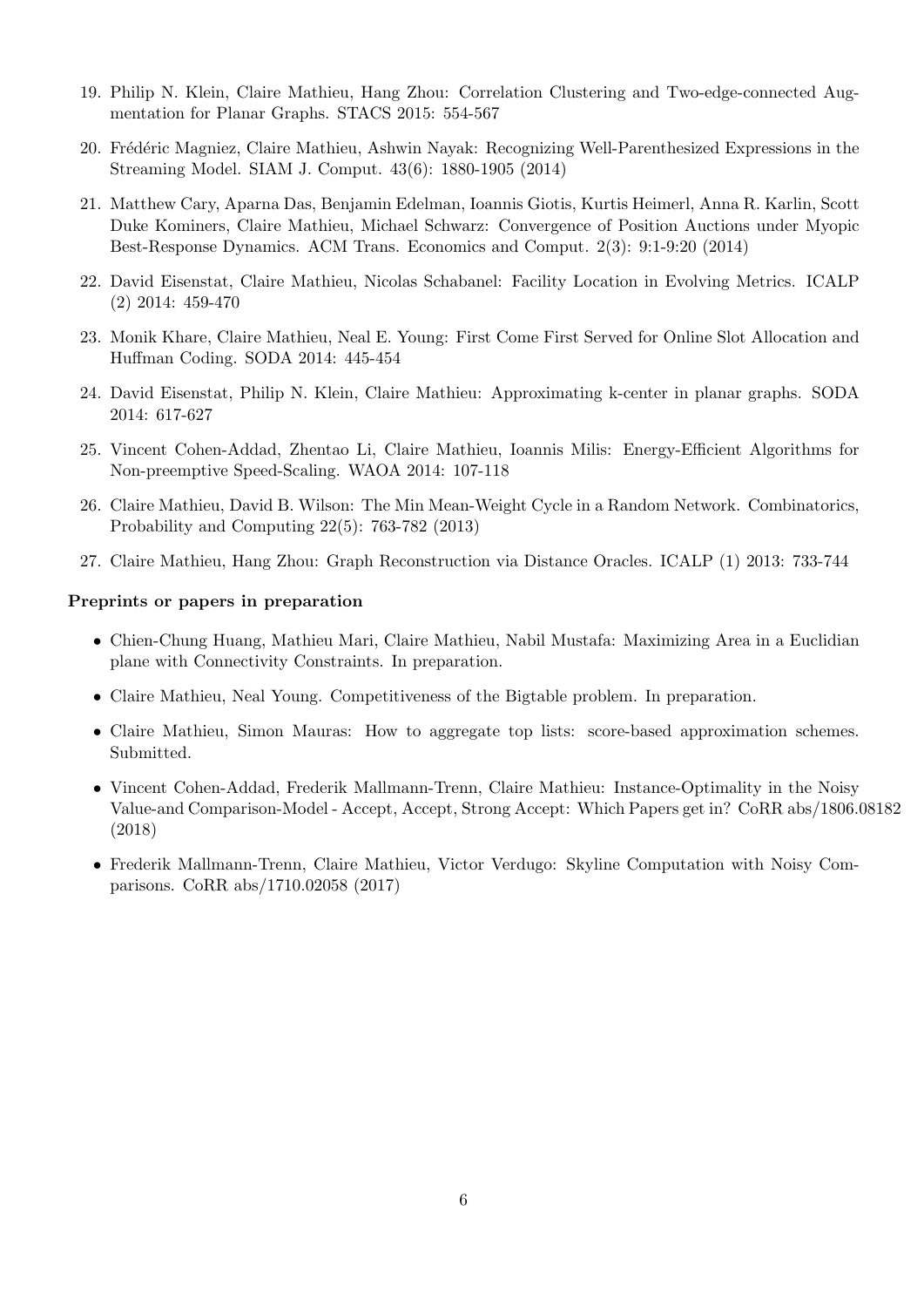19. Philip N. Klein, Claire Mathieu, Hang Zhou: Correlation Clustering and Two-edge-connected Augmentation for Planar Graphs. STACS 2015: 554-567

20. Frédéric Magniez, Claire Mathieu, Ashwin Nayak: Recognizing Well-Parenthesized Expressions in the Streaming Model. SIAM J. Comput. 43(6): 1880-1905 (2014)

21. Matthew Cary, Aparna Das, Benjamin Edelman, Ioannis Giotis, Kurtis Heimerl, Anna R. Karlin, Scott Duke Kominers, Claire Mathieu, Michael Schwarz: Convergence of Position Auctions under Myopic Best-Response Dynamics. ACM Trans. Economics and Comput. 2(3): 9:1-9:20 (2014)

22. David Eisenstat, Claire Mathieu, Nicolas Schabanel: Facility Location in Evolving Metrics. ICALP (2) 2014: 459-470

23. Monik Khare, Claire Mathieu, Neal E. Young: First Come First Served for Online Slot Allocation and Huffman Coding. SODA 2014: 445-454

24. David Eisenstat, Philip N. Klein, Claire Mathieu: Approximating k-center in planar graphs. SODA 2014: 617-627

25. Vincent Cohen-Addad, Zhentao Li, Claire Mathieu, Ioannis Milis: Energy-Efficient Algorithms for Non-preemptive Speed-Scaling. WAOA 2014: 107-118

26. Claire Mathieu, David B. Wilson: The Min Mean-Weight Cycle in a Random Network. Combinatorics, Probability and Computing 22(5): 763-782 (2013)

27. Claire Mathieu, Hang Zhou: Graph Reconstruction via Distance Oracles. ICALP (1) 2013: 733-744

**Preprints or papers in preparation**

- Chien-Chung Huang, Mathieu Mari, Claire Mathieu, Nabil Mustafa: Maximizing Area in a Euclidian plane with Connectivity Constraints. In preparation.
- Claire Mathieu, Neal Young. Competitiveness of the Bigtable problem. In preparation.
- Claire Mathieu, Simon Mauras: How to aggregate top lists: score-based approximation schemes. Submitted.
- Vincent Cohen-Addad, Frederik Mallmann-Trenn, Claire Mathieu: Instance-Optimality in the Noisy Value-and Comparison-Model - Accept, Accept, Strong Accept: Which Papers get in? CoRR abs/1806.08182 (2018)
- Frederik Mallmann-Trenn, Claire Mathieu, Victor Verdugo: Skyline Computation with Noisy Comparisons. CoRR abs/1710.02058 (2017)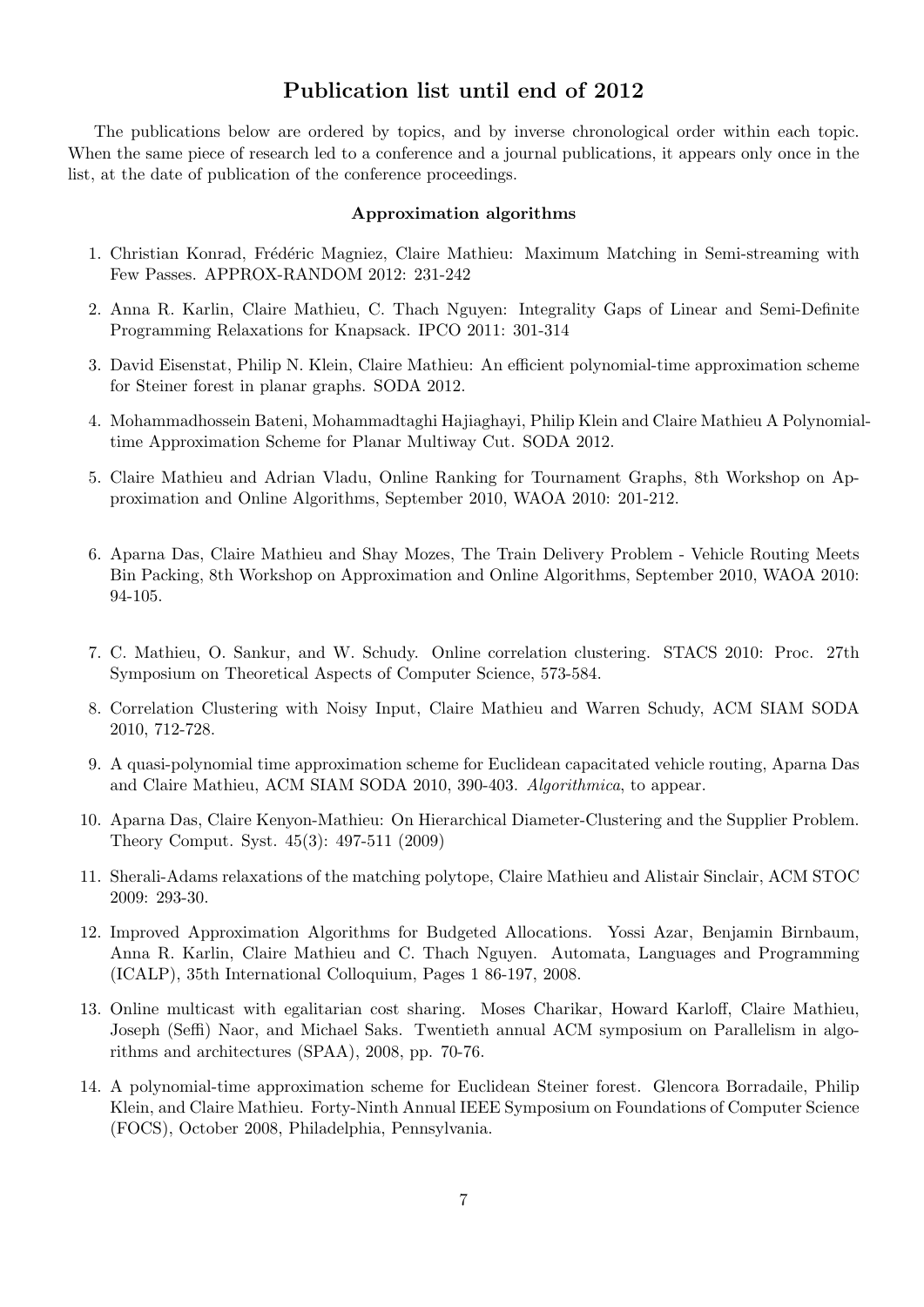## Publication list until end of 2012

The publications below are ordered by topics, and by inverse chronological order within each topic. When the same piece of research led to a conference and a journal publications, it appears only once in the list, at the date of publication of the conference proceedings.

### Approximation algorithms

1. Christian Konrad, Frédéric Magniez, Claire Mathieu: Maximum Matching in Semi-streaming with Few Passes. APPROX-RANDOM 2012: 231-242
2. Anna R. Karlin, Claire Mathieu, C. Thach Nguyen: Integrality Gaps of Linear and Semi-Definite Programming Relaxations for Knapsack. IPCO 2011: 301-314
3. David Eisenstat, Philip N. Klein, Claire Mathieu: An efficient polynomial-time approximation scheme for Steiner forest in planar graphs. SODA 2012.
4. Mohammadhossein Bateni, Mohammadtaghi Hajiaghayi, Philip Klein and Claire Mathieu A Polynomial-time Approximation Scheme for Planar Multiway Cut. SODA 2012.
5. Claire Mathieu and Adrian Vladu, Online Ranking for Tournament Graphs, 8th Workshop on Approximation and Online Algorithms, September 2010, WAOA 2010: 201-212.
6. Aparna Das, Claire Mathieu and Shay Mozes, The Train Delivery Problem - Vehicle Routing Meets Bin Packing, 8th Workshop on Approximation and Online Algorithms, September 2010, WAOA 2010: 94-105.
7. C. Mathieu, O. Sankur, and W. Schudy. Online correlation clustering. STACS 2010: Proc. 27th Symposium on Theoretical Aspects of Computer Science, 573-584.
8. Correlation Clustering with Noisy Input, Claire Mathieu and Warren Schudy, ACM SIAM SODA 2010, 712-728.
9. A quasi-polynomial time approximation scheme for Euclidean capacitated vehicle routing, Aparna Das and Claire Mathieu, ACM SIAM SODA 2010, 390-403. *Algorithmica*, to appear.
10. Aparna Das, Claire Kenyon-Mathieu: On Hierarchical Diameter-Clustering and the Supplier Problem. Theory Comput. Syst. 45(3): 497-511 (2009)
11. Sherali-Adams relaxations of the matching polytope, Claire Mathieu and Alistair Sinclair, ACM STOC 2009: 293-30.
12. Improved Approximation Algorithms for Budgeted Allocations. Yossi Azar, Benjamin Birnbaum, Anna R. Karlin, Claire Mathieu and C. Thach Nguyen. Automata, Languages and Programming (ICALP), 35th International Colloquium, Pages 1 86-197, 2008.
13. Online multicast with egalitarian cost sharing. Moses Charikar, Howard Karloff, Claire Mathieu, Joseph (Seffi) Naor, and Michael Saks. Twentieth annual ACM symposium on Parallelism in algorithms and architectures (SPAA), 2008, pp. 70-76.
14. A polynomial-time approximation scheme for Euclidean Steiner forest. Glencora Borradaile, Philip Klein, and Claire Mathieu. Forty-Ninth Annual IEEE Symposium on Foundations of Computer Science (FOCS), October 2008, Philadelphia, Pennsylvania.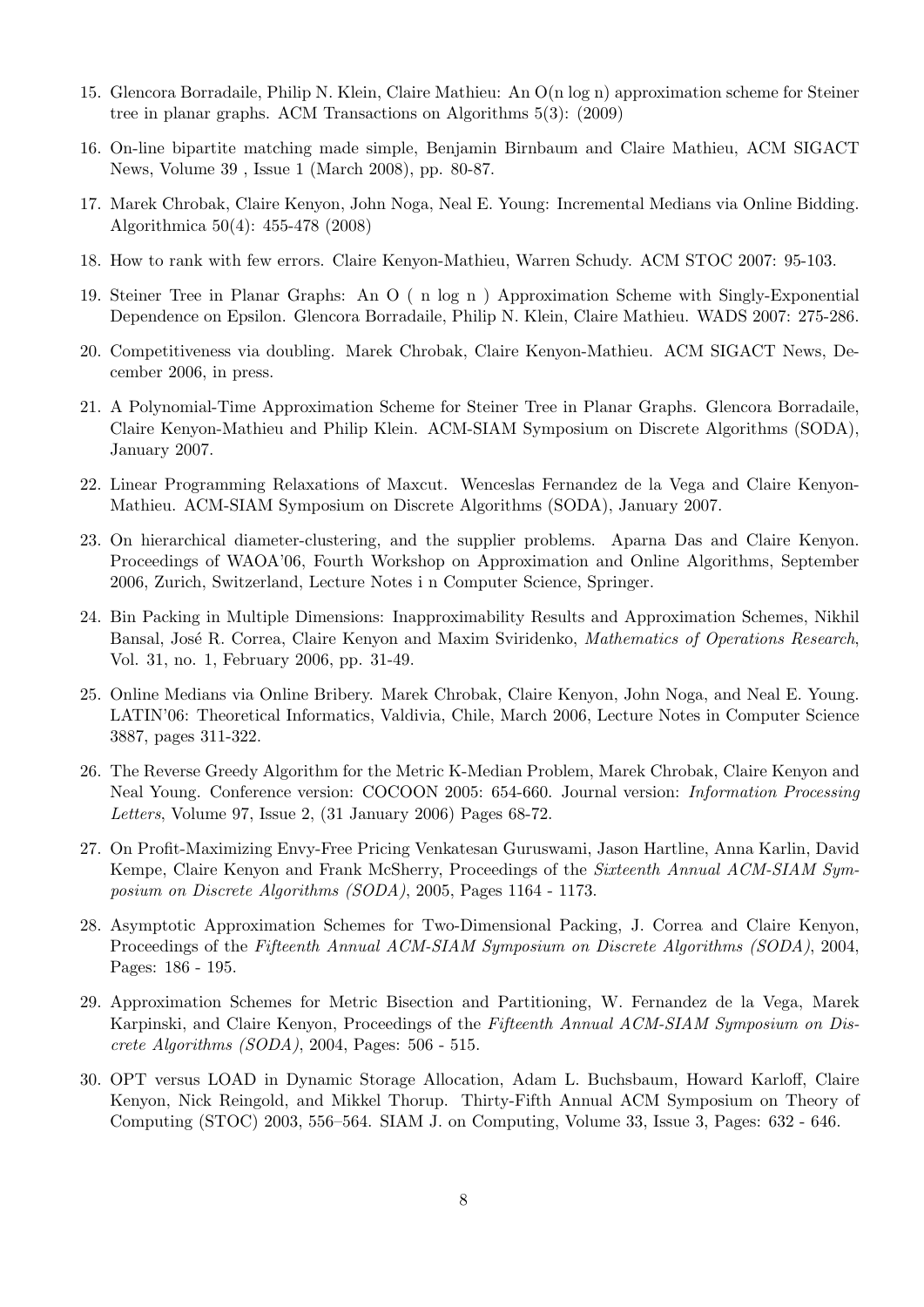15. Glencora Borradaile, Philip N. Klein, Claire Mathieu: An O(n log n) approximation scheme for Steiner tree in planar graphs. ACM Transactions on Algorithms 5(3): (2009)

16. On-line bipartite matching made simple, Benjamin Birnbaum and Claire Mathieu, ACM SIGACT News, Volume 39 , Issue 1 (March 2008), pp. 80-87.

17. Marek Chrobak, Claire Kenyon, John Noga, Neal E. Young: Incremental Medians via Online Bidding. Algorithmica 50(4): 455-478 (2008)

18. How to rank with few errors. Claire Kenyon-Mathieu, Warren Schudy. ACM STOC 2007: 95-103.

19. Steiner Tree in Planar Graphs: An O ( n log n ) Approximation Scheme with Singly-Exponential Dependence on Epsilon. Glencora Borradaile, Philip N. Klein, Claire Mathieu. WADS 2007: 275-286.

20. Competitiveness via doubling. Marek Chrobak, Claire Kenyon-Mathieu. ACM SIGACT News, December 2006, in press.

21. A Polynomial-Time Approximation Scheme for Steiner Tree in Planar Graphs. Glencora Borradaile, Claire Kenyon-Mathieu and Philip Klein. ACM-SIAM Symposium on Discrete Algorithms (SODA), January 2007.

22. Linear Programming Relaxations of Maxcut. Wenceslas Fernandez de la Vega and Claire Kenyon-Mathieu. ACM-SIAM Symposium on Discrete Algorithms (SODA), January 2007.

23. On hierarchical diameter-clustering, and the supplier problems. Aparna Das and Claire Kenyon. Proceedings of WAOA'06, Fourth Workshop on Approximation and Online Algorithms, September 2006, Zurich, Switzerland, Lecture Notes i n Computer Science, Springer.

24. Bin Packing in Multiple Dimensions: Inapproximability Results and Approximation Schemes, Nikhil Bansal, José R. Correa, Claire Kenyon and Maxim Sviridenko, *Mathematics of Operations Research*, Vol. 31, no. 1, February 2006, pp. 31-49.

25. Online Medians via Online Bribery. Marek Chrobak, Claire Kenyon, John Noga, and Neal E. Young. LATIN'06: Theoretical Informatics, Valdivia, Chile, March 2006, Lecture Notes in Computer Science 3887, pages 311-322.

26. The Reverse Greedy Algorithm for the Metric K-Median Problem, Marek Chrobak, Claire Kenyon and Neal Young. Conference version: COCOON 2005: 654-660. Journal version: *Information Processing Letters*, Volume 97, Issue 2, (31 January 2006) Pages 68-72.

27. On Profit-Maximizing Envy-Free Pricing Venkatesan Guruswami, Jason Hartline, Anna Karlin, David Kempe, Claire Kenyon and Frank McSherry, Proceedings of the *Sixteenth Annual ACM-SIAM Symposium on Discrete Algorithms (SODA)*, 2005, Pages 1164 - 1173.

28. Asymptotic Approximation Schemes for Two-Dimensional Packing, J. Correa and Claire Kenyon, Proceedings of the *Fifteenth Annual ACM-SIAM Symposium on Discrete Algorithms (SODA)*, 2004, Pages: 186 - 195.

29. Approximation Schemes for Metric Bisection and Partitioning, W. Fernandez de la Vega, Marek Karpinski, and Claire Kenyon, Proceedings of the *Fifteenth Annual ACM-SIAM Symposium on Discrete Algorithms (SODA)*, 2004, Pages: 506 - 515.

30. OPT versus LOAD in Dynamic Storage Allocation, Adam L. Buchsbaum, Howard Karloff, Claire Kenyon, Nick Reingold, and Mikkel Thorup. Thirty-Fifth Annual ACM Symposium on Theory of Computing (STOC) 2003, 556–564. SIAM J. on Computing, Volume 33, Issue 3, Pages: 632 - 646.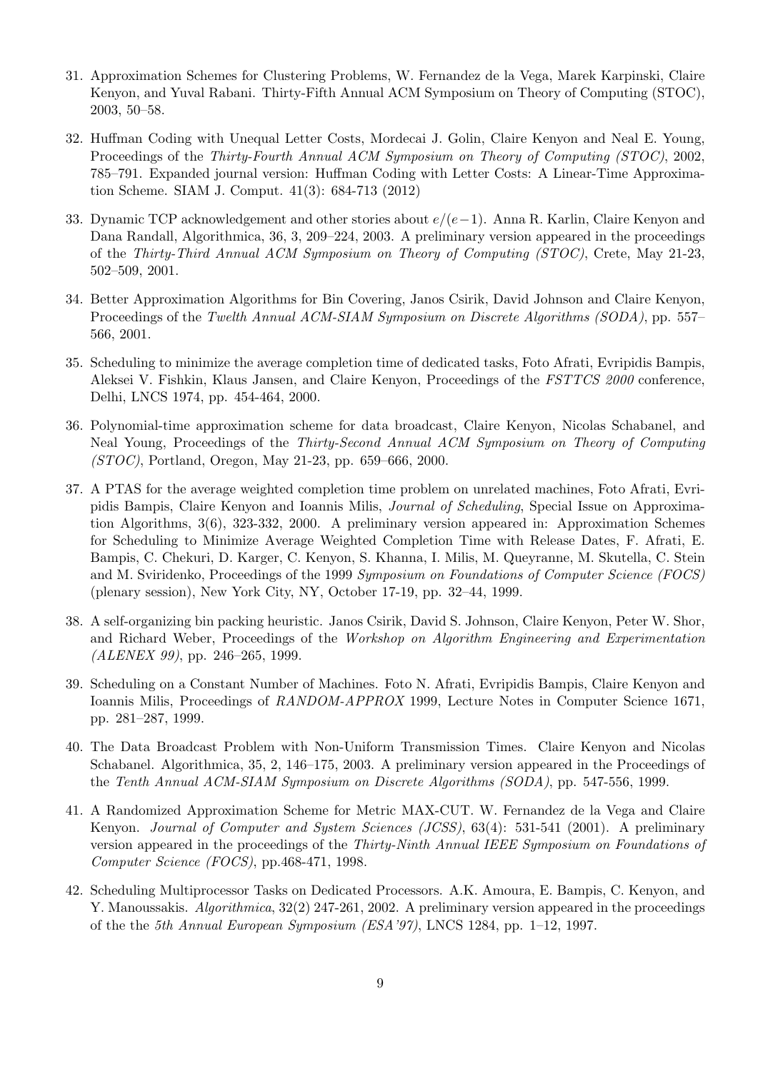31. Approximation Schemes for Clustering Problems, W. Fernandez de la Vega, Marek Karpinski, Claire Kenyon, and Yuval Rabani. Thirty-Fifth Annual ACM Symposium on Theory of Computing (STOC), 2003, 50–58.

32. Huffman Coding with Unequal Letter Costs, Mordecai J. Golin, Claire Kenyon and Neal E. Young, Proceedings of the *Thirty-Fourth Annual ACM Symposium on Theory of Computing (STOC)*, 2002, 785–791. Expanded journal version: Huffman Coding with Letter Costs: A Linear-Time Approximation Scheme. SIAM J. Comput. 41(3): 684-713 (2012)

33. Dynamic TCP acknowledgement and other stories about $e/(e-1)$. Anna R. Karlin, Claire Kenyon and Dana Randall, Algorithmica, 36, 3, 209–224, 2003. A preliminary version appeared in the proceedings of the *Thirty-Third Annual ACM Symposium on Theory of Computing (STOC)*, Crete, May 21-23, 502–509, 2001.

34. Better Approximation Algorithms for Bin Covering, Janos Csirik, David Johnson and Claire Kenyon, Proceedings of the *Twelth Annual ACM-SIAM Symposium on Discrete Algorithms (SODA)*, pp. 557–566, 2001.

35. Scheduling to minimize the average completion time of dedicated tasks, Foto Afrati, Evripidis Bampis, Aleksei V. Fishkin, Klaus Jansen, and Claire Kenyon, Proceedings of the *FSTTCS 2000* conference, Delhi, LNCS 1974, pp. 454-464, 2000.

36. Polynomial-time approximation scheme for data broadcast, Claire Kenyon, Nicolas Schabanel, and Neal Young, Proceedings of the *Thirty-Second Annual ACM Symposium on Theory of Computing (STOC)*, Portland, Oregon, May 21-23, pp. 659–666, 2000.

37. A PTAS for the average weighted completion time problem on unrelated machines, Foto Afrati, Evripidis Bampis, Claire Kenyon and Ioannis Milis, *Journal of Scheduling*, Special Issue on Approximation Algorithms, 3(6), 323-332, 2000. A preliminary version appeared in: Approximation Schemes for Scheduling to Minimize Average Weighted Completion Time with Release Dates, F. Afrati, E. Bampis, C. Chekuri, D. Karger, C. Kenyon, S. Khanna, I. Milis, M. Queyranne, M. Skutella, C. Stein and M. Sviridenko, Proceedings of the 1999 *Symposium on Foundations of Computer Science (FOCS)* (plenary session), New York City, NY, October 17-19, pp. 32–44, 1999.

38. A self-organizing bin packing heuristic. Janos Csirik, David S. Johnson, Claire Kenyon, Peter W. Shor, and Richard Weber, Proceedings of the *Workshop on Algorithm Engineering and Experimentation (ALENEX 99)*, pp. 246–265, 1999.

39. Scheduling on a Constant Number of Machines. Foto N. Afrati, Evripidis Bampis, Claire Kenyon and Ioannis Milis, Proceedings of *RANDOM-APPROX* 1999, Lecture Notes in Computer Science 1671, pp. 281–287, 1999.

40. The Data Broadcast Problem with Non-Uniform Transmission Times. Claire Kenyon and Nicolas Schabanel. Algorithmica, 35, 2, 146–175, 2003. A preliminary version appeared in the Proceedings of the *Tenth Annual ACM-SIAM Symposium on Discrete Algorithms (SODA)*, pp. 547-556, 1999.

41. A Randomized Approximation Scheme for Metric MAX-CUT. W. Fernandez de la Vega and Claire Kenyon. *Journal of Computer and System Sciences (JCSS)*, 63(4): 531-541 (2001). A preliminary version appeared in the proceedings of the *Thirty-Ninth Annual IEEE Symposium on Foundations of Computer Science (FOCS)*, pp.468-471, 1998.

42. Scheduling Multiprocessor Tasks on Dedicated Processors. A.K. Amoura, E. Bampis, C. Kenyon, and Y. Manoussakis. *Algorithmica*, 32(2) 247-261, 2002. A preliminary version appeared in the proceedings of the the *5th Annual European Symposium (ESA'97)*, LNCS 1284, pp. 1–12, 1997.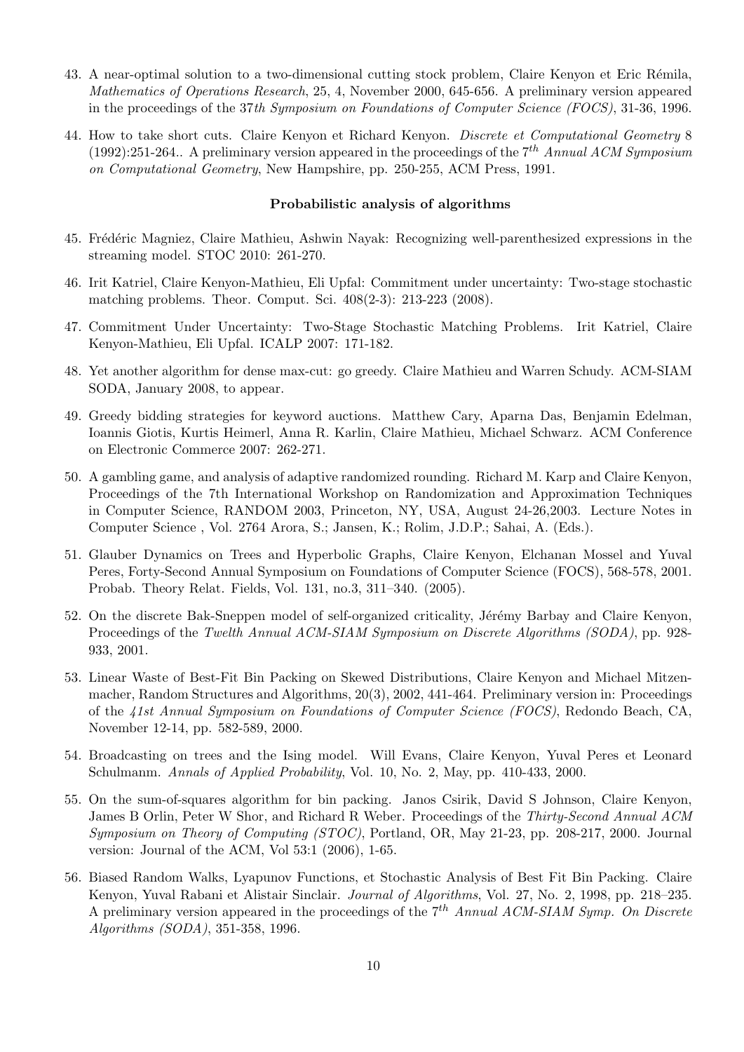43. A near-optimal solution to a two-dimensional cutting stock problem, Claire Kenyon et Eric Rémila, *Mathematics of Operations Research*, 25, 4, November 2000, 645-656. A preliminary version appeared in the proceedings of the 37*th Symposium on Foundations of Computer Science (FOCS)*, 31-36, 1996.

44. How to take short cuts. Claire Kenyon et Richard Kenyon. *Discrete et Computational Geometry* 8 (1992):251-264.. A preliminary version appeared in the proceedings of the $7^{th}$ *Annual ACM Symposium on Computational Geometry*, New Hampshire, pp. 250-255, ACM Press, 1991.

### Probabilistic analysis of algorithms

45. Frédéric Magniez, Claire Mathieu, Ashwin Nayak: Recognizing well-parenthesized expressions in the streaming model. STOC 2010: 261-270.

46. Irit Katriel, Claire Kenyon-Mathieu, Eli Upfal: Commitment under uncertainty: Two-stage stochastic matching problems. Theor. Comput. Sci. 408(2-3): 213-223 (2008).

47. Commitment Under Uncertainty: Two-Stage Stochastic Matching Problems. Irit Katriel, Claire Kenyon-Mathieu, Eli Upfal. ICALP 2007: 171-182.

48. Yet another algorithm for dense max-cut: go greedy. Claire Mathieu and Warren Schudy. ACM-SIAM SODA, January 2008, to appear.

49. Greedy bidding strategies for keyword auctions. Matthew Cary, Aparna Das, Benjamin Edelman, Ioannis Giotis, Kurtis Heimerl, Anna R. Karlin, Claire Mathieu, Michael Schwarz. ACM Conference on Electronic Commerce 2007: 262-271.

50. A gambling game, and analysis of adaptive randomized rounding. Richard M. Karp and Claire Kenyon, Proceedings of the 7th International Workshop on Randomization and Approximation Techniques in Computer Science, RANDOM 2003, Princeton, NY, USA, August 24-26,2003. Lecture Notes in Computer Science , Vol. 2764 Arora, S.; Jansen, K.; Rolim, J.D.P.; Sahai, A. (Eds.).

51. Glauber Dynamics on Trees and Hyperbolic Graphs, Claire Kenyon, Elchanan Mossel and Yuval Peres, Forty-Second Annual Symposium on Foundations of Computer Science (FOCS), 568-578, 2001. Probab. Theory Relat. Fields, Vol. 131, no.3, 311–340. (2005).

52. On the discrete Bak-Sneppen model of self-organized criticality, Jérémy Barbay and Claire Kenyon, Proceedings of the *Twelth Annual ACM-SIAM Symposium on Discrete Algorithms (SODA)*, pp. 928-933, 2001.

53. Linear Waste of Best-Fit Bin Packing on Skewed Distributions, Claire Kenyon and Michael Mitzenmacher, Random Structures and Algorithms, 20(3), 2002, 441-464. Preliminary version in: Proceedings of the *41st Annual Symposium on Foundations of Computer Science (FOCS)*, Redondo Beach, CA, November 12-14, pp. 582-589, 2000.

54. Broadcasting on trees and the Ising model. Will Evans, Claire Kenyon, Yuval Peres et Leonard Schulmanm. *Annals of Applied Probability*, Vol. 10, No. 2, May, pp. 410-433, 2000.

55. On the sum-of-squares algorithm for bin packing. Janos Csirik, David S Johnson, Claire Kenyon, James B Orlin, Peter W Shor, and Richard R Weber. Proceedings of the *Thirty-Second Annual ACM Symposium on Theory of Computing (STOC)*, Portland, OR, May 21-23, pp. 208-217, 2000. Journal version: Journal of the ACM, Vol 53:1 (2006), 1-65.

56. Biased Random Walks, Lyapunov Functions, et Stochastic Analysis of Best Fit Bin Packing. Claire Kenyon, Yuval Rabani et Alistair Sinclair. *Journal of Algorithms*, Vol. 27, No. 2, 1998, pp. 218–235. A preliminary version appeared in the proceedings of the $7^{th}$ *Annual ACM-SIAM Symp. On Discrete Algorithms (SODA)*, 351-358, 1996.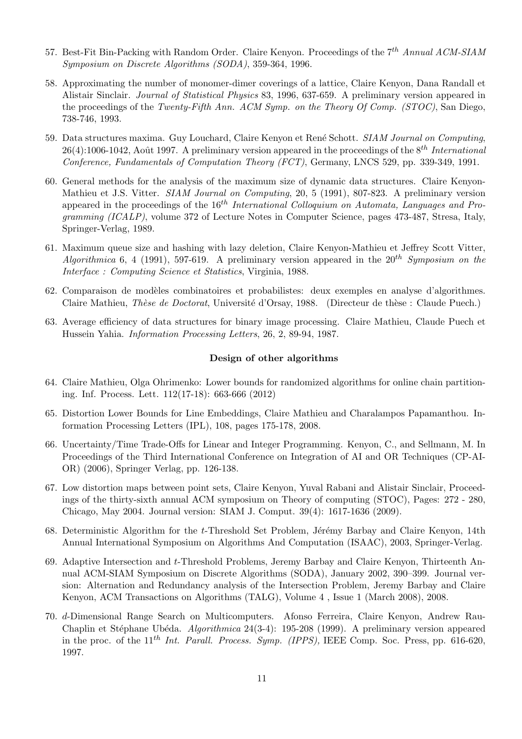57. Best-Fit Bin-Packing with Random Order. Claire Kenyon. Proceedings of the $7^{th}$ *Annual ACM-SIAM Symposium on Discrete Algorithms (SODA)*, 359-364, 1996.

58. Approximating the number of monomer-dimer coverings of a lattice, Claire Kenyon, Dana Randall et Alistair Sinclair. *Journal of Statistical Physics* 83, 1996, 637-659. A preliminary version appeared in the proceedings of the *Twenty-Fifth Ann. ACM Symp. on the Theory Of Comp. (STOC)*, San Diego, 738-746, 1993.

59. Data structures maxima. Guy Louchard, Claire Kenyon et René Schott. *SIAM Journal on Computing*, 26(4):1006-1042, Août 1997. A preliminary version appeared in the proceedings of the $8^{th}$ *International Conference, Fundamentals of Computation Theory (FCT)*, Germany, LNCS 529, pp. 339-349, 1991.

60. General methods for the analysis of the maximum size of dynamic data structures. Claire Kenyon-Mathieu et J.S. Vitter. *SIAM Journal on Computing*, 20, 5 (1991), 807-823. A preliminary version appeared in the proceedings of the $16^{th}$ *International Colloquium on Automata, Languages and Programming (ICALP)*, volume 372 of Lecture Notes in Computer Science, pages 473-487, Stresa, Italy, Springer-Verlag, 1989.

61. Maximum queue size and hashing with lazy deletion, Claire Kenyon-Mathieu et Jeffrey Scott Vitter, *Algorithmica* 6, 4 (1991), 597-619. A preliminary version appeared in the $20^{th}$ *Symposium on the Interface : Computing Science et Statistics*, Virginia, 1988.

62. Comparaison de modèles combinatoires et probabilistes: deux exemples en analyse d'algorithmes. Claire Mathieu, *Thèse de Doctorat*, Université d'Orsay, 1988. (Directeur de thèse : Claude Puech.)

63. Average efficiency of data structures for binary image processing. Claire Mathieu, Claude Puech et Hussein Yahia. *Information Processing Letters*, 26, 2, 89-94, 1987.

### Design of other algorithms

64. Claire Mathieu, Olga Ohrimenko: Lower bounds for randomized algorithms for online chain partitioning. Inf. Process. Lett. 112(17-18): 663-666 (2012)

65. Distortion Lower Bounds for Line Embeddings, Claire Mathieu and Charalampos Papamanthou. Information Processing Letters (IPL), 108, pages 175-178, 2008.

66. Uncertainty/Time Trade-Offs for Linear and Integer Programming. Kenyon, C., and Sellmann, M. In Proceedings of the Third International Conference on Integration of AI and OR Techniques (CP-AI-OR) (2006), Springer Verlag, pp. 126-138.

67. Low distortion maps between point sets, Claire Kenyon, Yuval Rabani and Alistair Sinclair, Proceedings of the thirty-sixth annual ACM symposium on Theory of computing (STOC), Pages: 272 - 280, Chicago, May 2004. Journal version: SIAM J. Comput. 39(4): 1617-1636 (2009).

68. Deterministic Algorithm for the $t$-Threshold Set Problem, Jérémy Barbay and Claire Kenyon, 14th Annual International Symposium on Algorithms And Computation (ISAAC), 2003, Springer-Verlag.

69. Adaptive Intersection and $t$-Threshold Problems, Jeremy Barbay and Claire Kenyon, Thirteenth Annual ACM-SIAM Symposium on Discrete Algorithms (SODA), January 2002, 390–399. Journal version: Alternation and Redundancy analysis of the Intersection Problem, Jeremy Barbay and Claire Kenyon, ACM Transactions on Algorithms (TALG), Volume 4 , Issue 1 (March 2008), 2008.

70. $d$-Dimensional Range Search on Multicomputers. Afonso Ferreira, Claire Kenyon, Andrew Rau-Chaplin et Stéphane Ubéda. *Algorithmica* 24(3-4): 195-208 (1999). A preliminary version appeared in the proc. of the $11^{th}$ *Int. Parall. Process. Symp. (IPPS),* IEEE Comp. Soc. Press, pp. 616-620, 1997.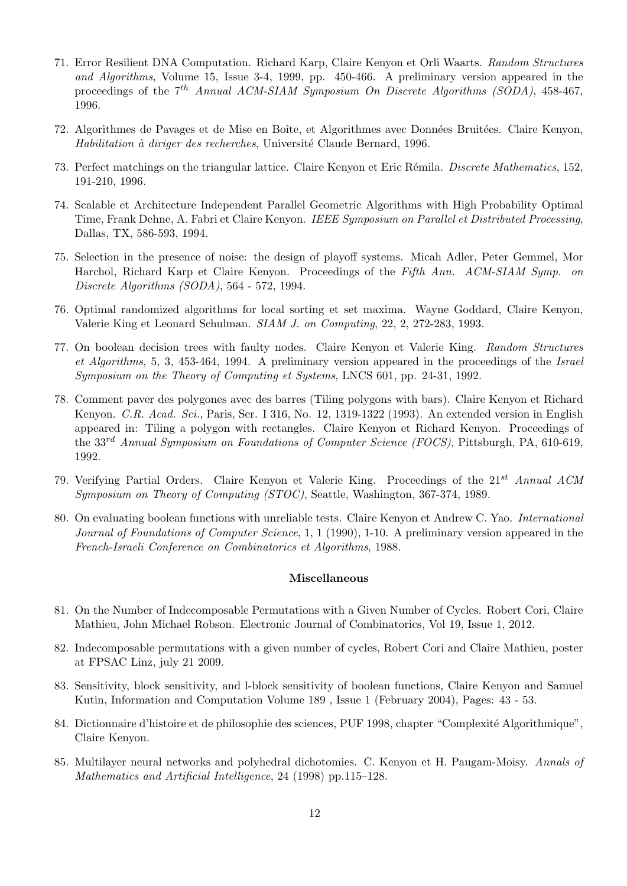71. Error Resilient DNA Computation. Richard Karp, Claire Kenyon et Orli Waarts. *Random Structures and Algorithms*, Volume 15, Issue 3-4, 1999, pp. 450-466. A preliminary version appeared in the proceedings of the $7^{th}$ *Annual ACM-SIAM Symposium On Discrete Algorithms (SODA)*, 458-467, 1996.

72. Algorithmes de Pavages et de Mise en Boîte, et Algorithmes avec Données Bruitées. Claire Kenyon, *Habilitation à diriger des recherches*, Université Claude Bernard, 1996.

73. Perfect matchings on the triangular lattice. Claire Kenyon et Eric Rémila. *Discrete Mathematics*, 152, 191-210, 1996.

74. Scalable et Architecture Independent Parallel Geometric Algorithms with High Probability Optimal Time, Frank Dehne, A. Fabri et Claire Kenyon. *IEEE Symposium on Parallel et Distributed Processing*, Dallas, TX, 586-593, 1994.

75. Selection in the presence of noise: the design of playoff systems. Micah Adler, Peter Gemmel, Mor Harchol, Richard Karp et Claire Kenyon. Proceedings of the *Fifth Ann. ACM-SIAM Symp. on Discrete Algorithms (SODA)*, 564 - 572, 1994.

76. Optimal randomized algorithms for local sorting et set maxima. Wayne Goddard, Claire Kenyon, Valerie King et Leonard Schulman. *SIAM J. on Computing*, 22, 2, 272-283, 1993.

77. On boolean decision trees with faulty nodes. Claire Kenyon et Valerie King. *Random Structures et Algorithms*, 5, 3, 453-464, 1994. A preliminary version appeared in the proceedings of the *Israel Symposium on the Theory of Computing et Systems*, LNCS 601, pp. 24-31, 1992.

78. Comment paver des polygones avec des barres (Tiling polygons with bars). Claire Kenyon et Richard Kenyon. *C.R. Acad. Sci.*, Paris, Ser. I 316, No. 12, 1319-1322 (1993). An extended version in English appeared in: Tiling a polygon with rectangles. Claire Kenyon et Richard Kenyon. Proceedings of the $33^{rd}$ *Annual Symposium on Foundations of Computer Science (FOCS)*, Pittsburgh, PA, 610-619, 1992.

79. Verifying Partial Orders. Claire Kenyon et Valerie King. Proceedings of the $21^{st}$ *Annual ACM Symposium on Theory of Computing (STOC)*, Seattle, Washington, 367-374, 1989.

80. On evaluating boolean functions with unreliable tests. Claire Kenyon et Andrew C. Yao. *International Journal of Foundations of Computer Science*, 1, 1 (1990), 1-10. A preliminary version appeared in the *French-Israeli Conference on Combinatorics et Algorithms*, 1988.

**Miscellaneous**

81. On the Number of Indecomposable Permutations with a Given Number of Cycles. Robert Cori, Claire Mathieu, John Michael Robson. Electronic Journal of Combinatorics, Vol 19, Issue 1, 2012.

82. Indecomposable permutations with a given number of cycles, Robert Cori and Claire Mathieu, poster at FPSAC Linz, july 21 2009.

83. Sensitivity, block sensitivity, and l-block sensitivity of boolean functions, Claire Kenyon and Samuel Kutin, Information and Computation Volume 189 , Issue 1 (February 2004), Pages: 43 - 53.

84. Dictionnaire d'histoire et de philosophie des sciences, PUF 1998, chapter "Complexité Algorithmique", Claire Kenyon.

85. Multilayer neural networks and polyhedral dichotomies. C. Kenyon et H. Paugam-Moisy. *Annals of Mathematics and Artificial Intelligence*, 24 (1998) pp.115–128.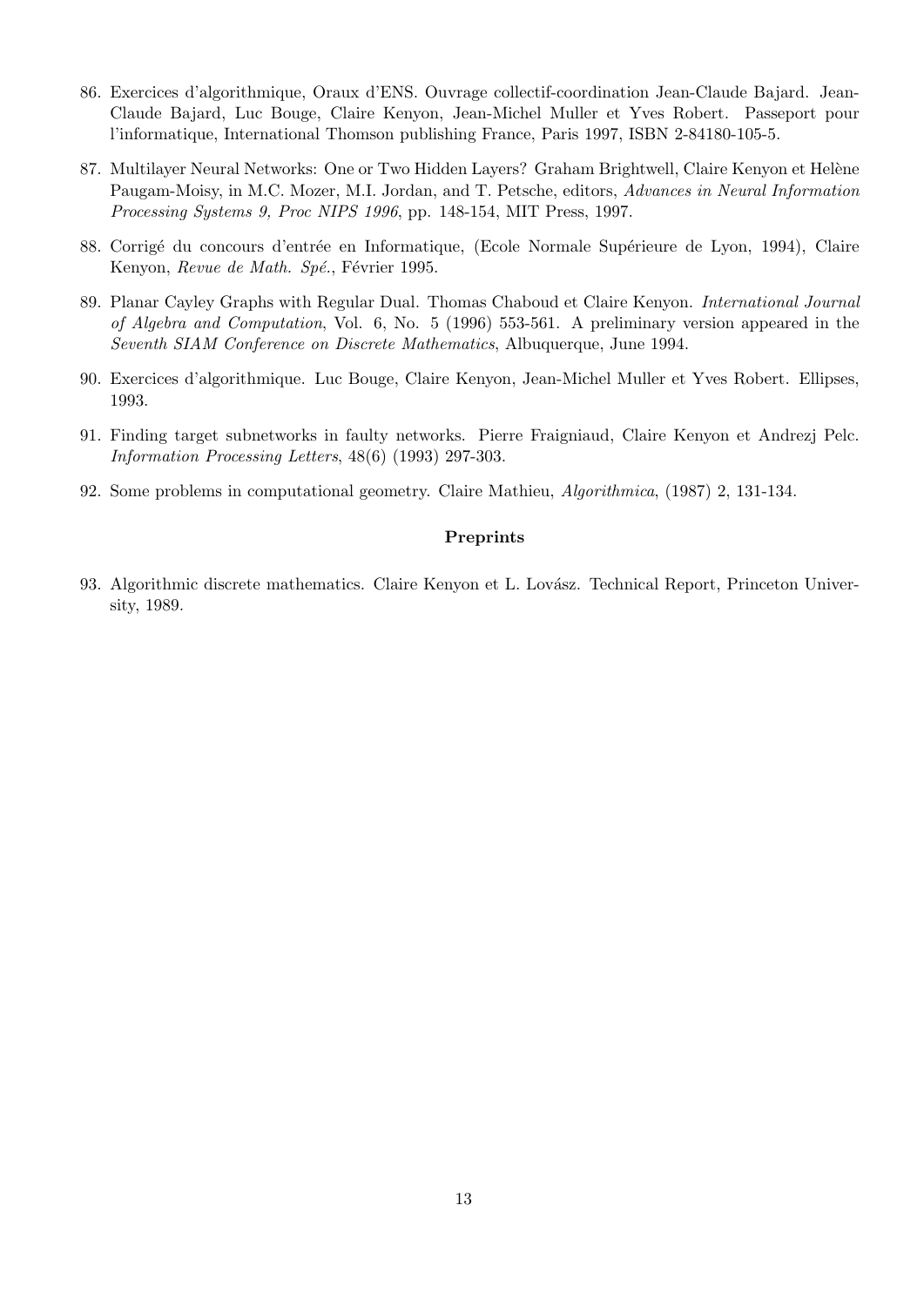86. Exercices d'algorithmique, Oraux d'ENS. Ouvrage collectif-coordination Jean-Claude Bajard. Jean-Claude Bajard, Luc Bouge, Claire Kenyon, Jean-Michel Muller et Yves Robert. Passeport pour l'informatique, International Thomson publishing France, Paris 1997, ISBN 2-84180-105-5.

87. Multilayer Neural Networks: One or Two Hidden Layers? Graham Brightwell, Claire Kenyon et Helène Paugam-Moisy, in M.C. Mozer, M.I. Jordan, and T. Petsche, editors, *Advances in Neural Information Processing Systems 9, Proc NIPS 1996*, pp. 148-154, MIT Press, 1997.

88. Corrigé du concours d'entrée en Informatique, (Ecole Normale Supérieure de Lyon, 1994), Claire Kenyon, *Revue de Math. Spé.*, Février 1995.

89. Planar Cayley Graphs with Regular Dual. Thomas Chaboud et Claire Kenyon. *International Journal of Algebra and Computation*, Vol. 6, No. 5 (1996) 553-561. A preliminary version appeared in the *Seventh SIAM Conference on Discrete Mathematics*, Albuquerque, June 1994.

90. Exercices d'algorithmique. Luc Bouge, Claire Kenyon, Jean-Michel Muller et Yves Robert. Ellipses, 1993.

91. Finding target subnetworks in faulty networks. Pierre Fraigniaud, Claire Kenyon et Andrezj Pelc. *Information Processing Letters*, 48(6) (1993) 297-303.

92. Some problems in computational geometry. Claire Mathieu, *Algorithmica*, (1987) 2, 131-134.

**Preprints**

93. Algorithmic discrete mathematics. Claire Kenyon et L. Lovász. Technical Report, Princeton University, 1989.